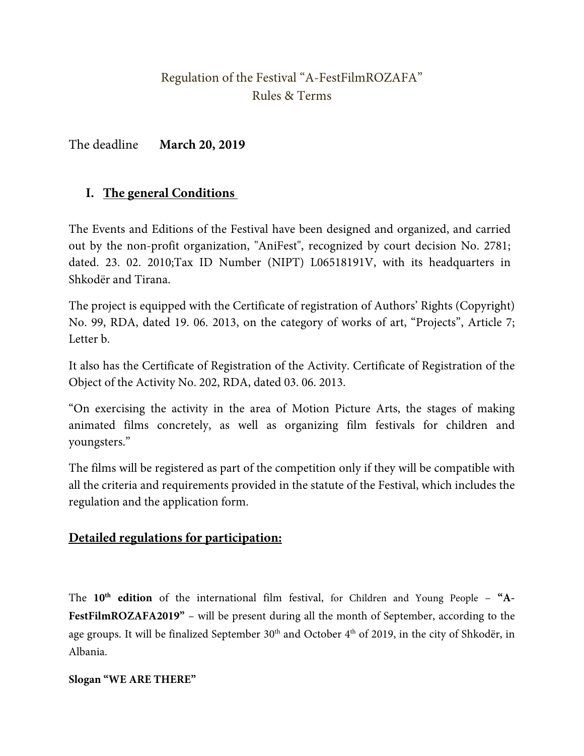# Regulation of the Festival "A-FestFilmROZAFA"
## Rules & Terms

The deadline **March 20, 2019**

## I. The general Conditions

The Events and Editions of the Festival have been designed and organized, and carried out by the non-profit organization, "AniFest", recognized by court decision No. 2781; dated. 23. 02. 2010;Tax ID Number (NIPT) L06518191V, with its headquarters in Shkodër and Tirana.

The project is equipped with the Certificate of registration of Authors' Rights (Copyright) No. 99, RDA, dated 19. 06. 2013, on the category of works of art, "Projects", Article 7; Letter b.

It also has the Certificate of Registration of the Activity. Certificate of Registration of the Object of the Activity No. 202, RDA, dated 03. 06. 2013.

"On exercising the activity in the area of Motion Picture Arts, the stages of making animated films concretely, as well as organizing film festivals for children and youngsters."

The films will be registered as part of the competition only if they will be compatible with all the criteria and requirements provided in the statute of the Festival, which includes the regulation and the application form.

## Detailed regulations for participation:

The **10th edition** of the international film festival, for Children and Young People – **"A-FestFilmROZAFA2019"** – will be present during all the month of September, according to the age groups. It will be finalized September 30th and October 4th of 2019, in the city of Shkodër, in Albania.

**Slogan "WE ARE THERE"**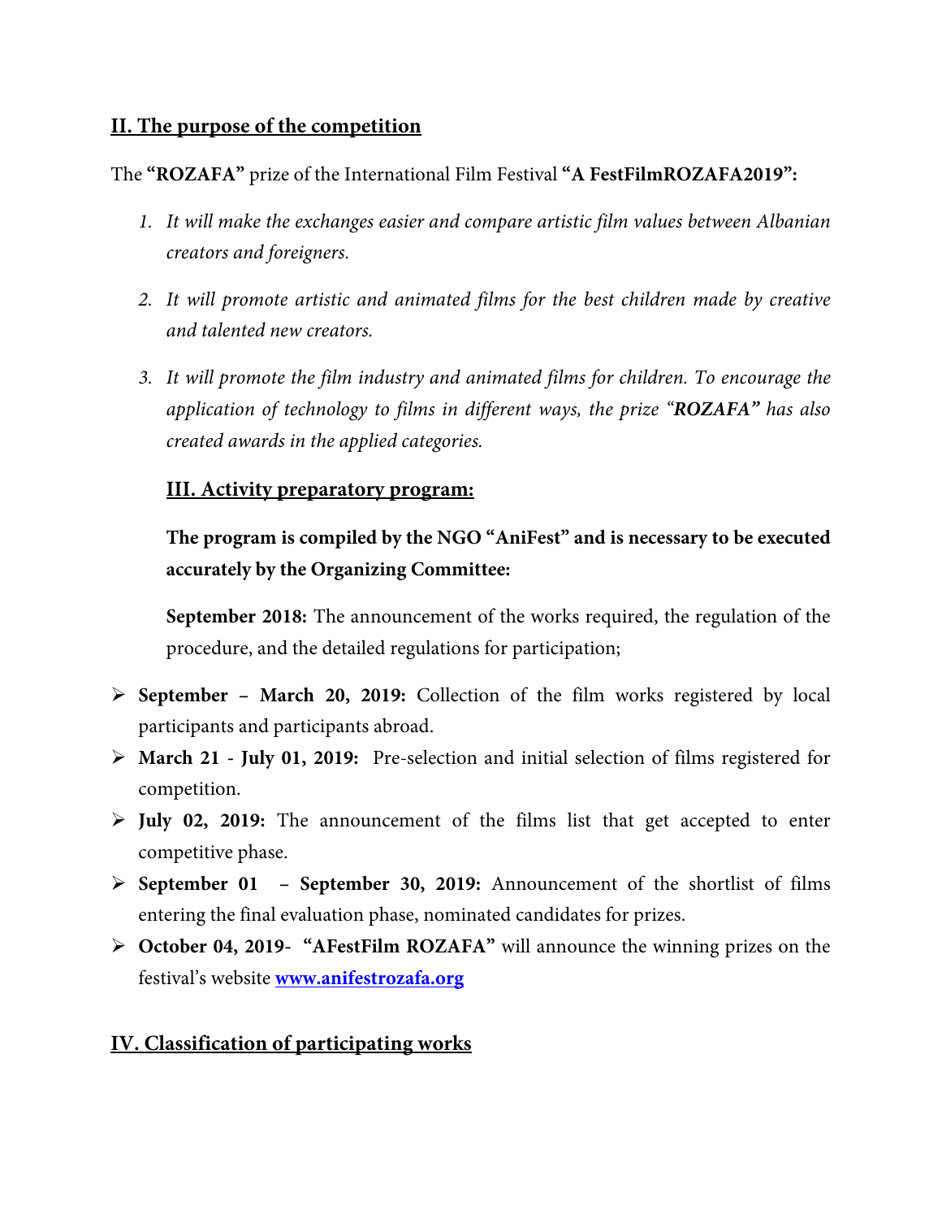## II. The purpose of the competition

The **"ROZAFA"** prize of the International Film Festival **"A FestFilmROZAFA2019":**

1. *It will make the exchanges easier and compare artistic film values between Albanian creators and foreigners.*
2. *It will promote artistic and animated films for the best children made by creative and talented new creators.*
3. *It will promote the film industry and animated films for children. To encourage the application of technology to films in different ways, the prize "**ROZAFA**" has also created awards in the applied categories.*

## III. Activity preparatory program:

**The program is compiled by the NGO "AniFest" and is necessary to be executed accurately by the Organizing Committee:**

**September 2018:** The announcement of the works required, the regulation of the procedure, and the detailed regulations for participation;

- **September – March 20, 2019:** Collection of the film works registered by local participants and participants abroad.
- **March 21 - July 01, 2019:** Pre-selection and initial selection of films registered for competition.
- **July 02, 2019:** The announcement of the films list that get accepted to enter competitive phase.
- **September 01 – September 30, 2019:** Announcement of the shortlist of films entering the final evaluation phase, nominated candidates for prizes.
- **October 04, 2019**- **"AFestFilm ROZAFA"** will announce the winning prizes on the festival's website **[www.anifestrozafa.org](www.anifestrozafa.org)**

## IV. Classification of participating works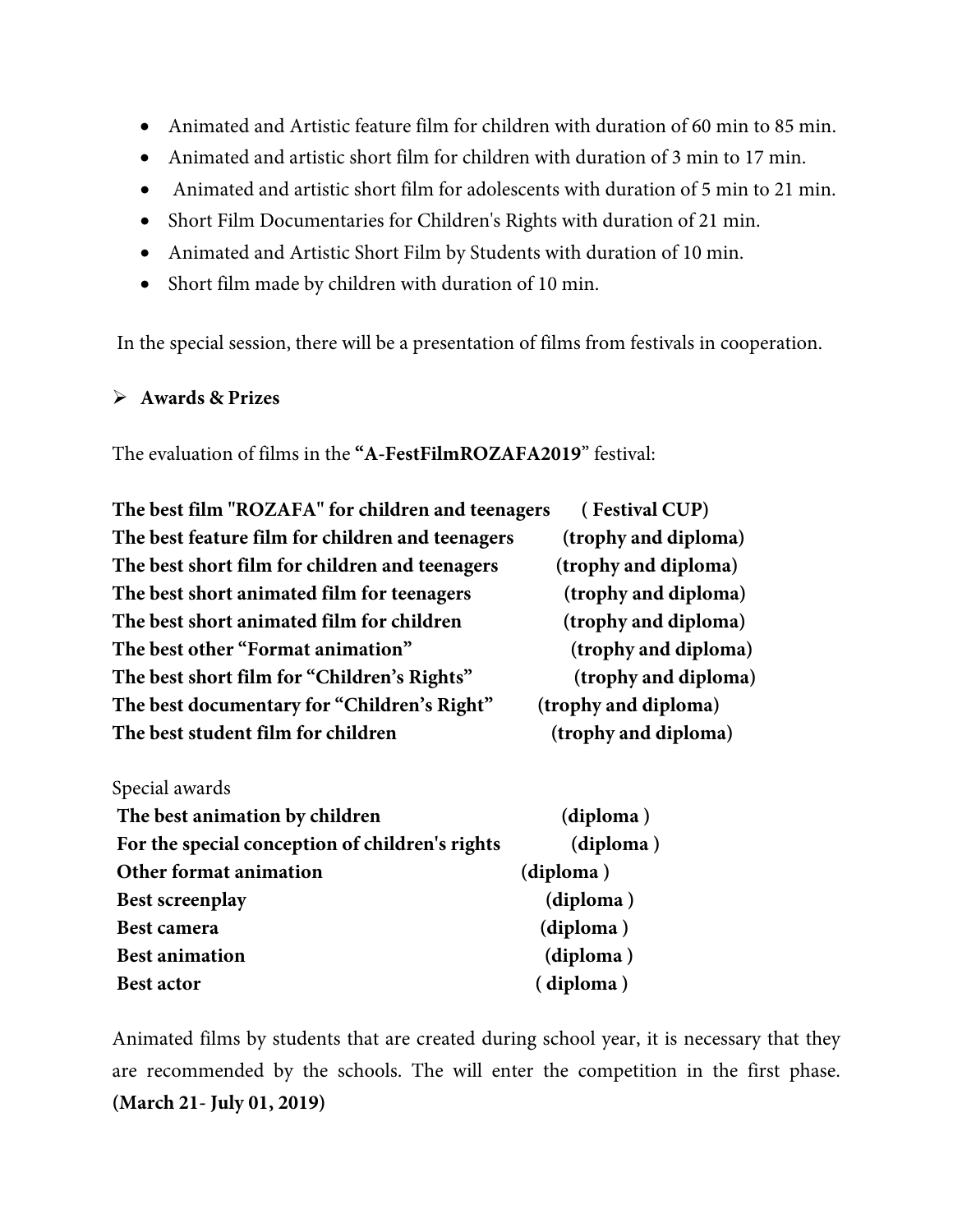- Animated and Artistic feature film for children with duration of 60 min to 85 min.
- Animated and artistic short film for children with duration of 3 min to 17 min.
- Animated and artistic short film for adolescents with duration of 5 min to 21 min.
- Short Film Documentaries for Children's Rights with duration of 21 min.
- Animated and Artistic Short Film by Students with duration of 10 min.
- Short film made by children with duration of 10 min.

In the special session, there will be a presentation of films from festivals in cooperation.

- **Awards & Prizes**

The evaluation of films in the **"A-FestFilmROZAFA2019"** festival:

**The best film "ROZAFA" for children and teenagers ( Festival CUP)**
**The best feature film for children and teenagers (trophy and diploma)**
**The best short film for children and teenagers (trophy and diploma)**
**The best short animated film for teenagers (trophy and diploma)**
**The best short animated film for children (trophy and diploma)**
**The best other "Format animation" (trophy and diploma)**
**The best short film for "Children's Rights" (trophy and diploma)**
**The best documentary for "Children's Right" (trophy and diploma)**
**The best student film for children (trophy and diploma)**

Special awards
**The best animation by children (diploma )**
**For the special conception of children's rights (diploma )**
**Other format animation (diploma )**
**Best screenplay (diploma )**
**Best camera (diploma )**
**Best animation (diploma )**
**Best actor ( diploma )**

Animated films by students that are created during school year, it is necessary that they are recommended by the schools. The will enter the competition in the first phase. **(March 21- July 01, 2019)**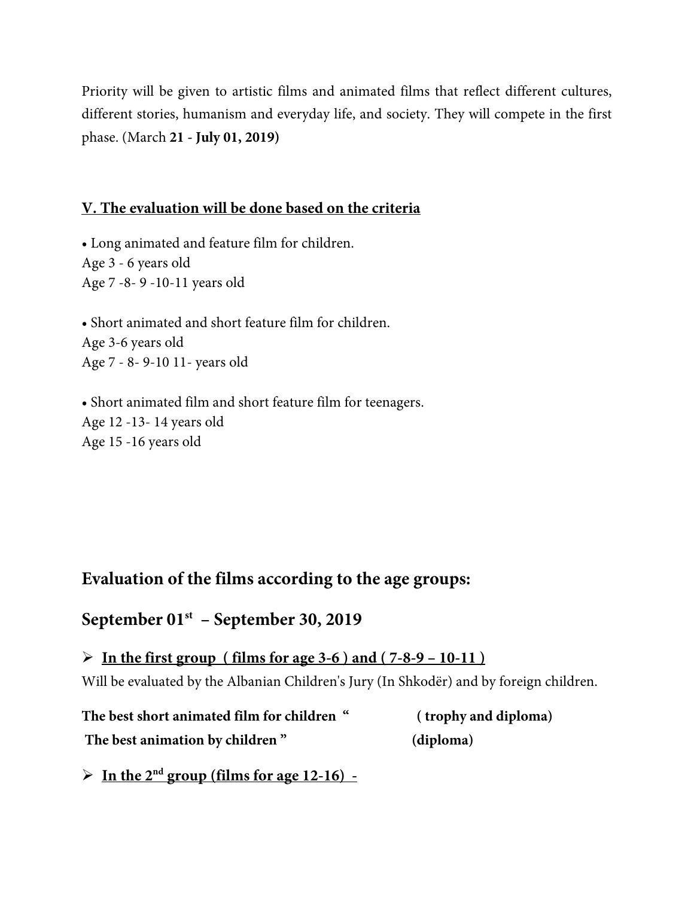Priority will be given to artistic films and animated films that reflect different cultures, different stories, humanism and everyday life, and society. They will compete in the first phase. (March **21 - July 01, 2019)**

**V. The evaluation will be done based on the criteria**

- Long animated and feature film for children.

Age 3 - 6 years old
Age 7 -8- 9 -10-11 years old

- Short animated and short feature film for children.

Age 3-6 years old
Age 7 - 8- 9-10 11- years old

- Short animated film and short feature film for teenagers.

Age 12 -13- 14 years old
Age 15 -16 years old

## Evaluation of the films according to the age groups:

## September 01st – September 30, 2019

- **In the first group ( films for age 3-6 ) and ( 7-8-9 – 10-11 )**

Will be evaluated by the Albanian Children's Jury (In Shkodër) and by foreign children.

**The best short animated film for children " ( trophy and diploma)**
**The best animation by children " (diploma)**

- **In the 2nd group (films for age 12-16) -**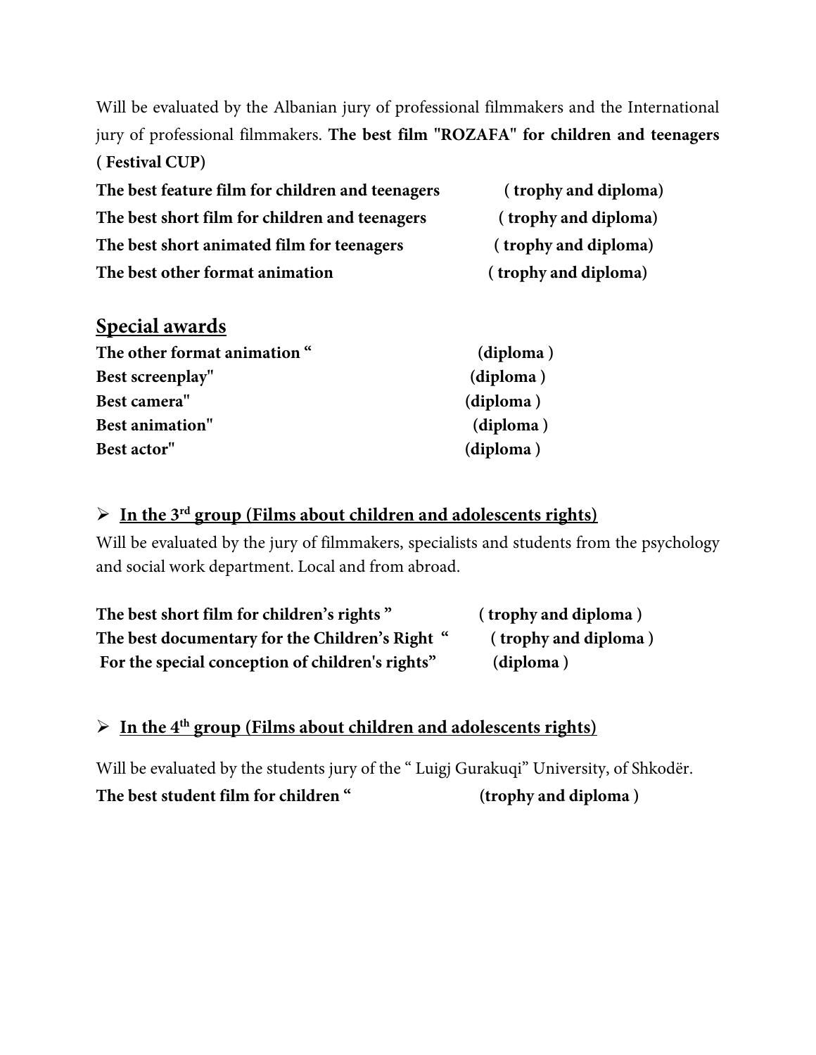Will be evaluated by the Albanian jury of professional filmmakers and the International jury of professional filmmakers. **The best film "ROZAFA" for children and teenagers ( Festival CUP)**

**The best feature film for children and teenagers ( trophy and diploma)**
**The best short film for children and teenagers ( trophy and diploma)**
**The best short animated film for teenagers ( trophy and diploma)**
**The best other format animation ( trophy and diploma)**

## Special awards

**The other format animation " (diploma )**
**Best screenplay" (diploma )**
**Best camera" (diploma )**
**Best animation" (diploma )**
**Best actor" (diploma )**

- **In the 3rd group (Films about children and adolescents rights)**

Will be evaluated by the jury of filmmakers, specialists and students from the psychology and social work department. Local and from abroad.

**The best short film for children's rights " ( trophy and diploma )**
**The best documentary for the Children's Right " ( trophy and diploma )**
**For the special conception of children's rights" (diploma )**

- **In the 4th group (Films about children and adolescents rights)**

Will be evaluated by the students jury of the " Luigj Gurakuqi" University, of Shkodër.
**The best student film for children " (trophy and diploma )**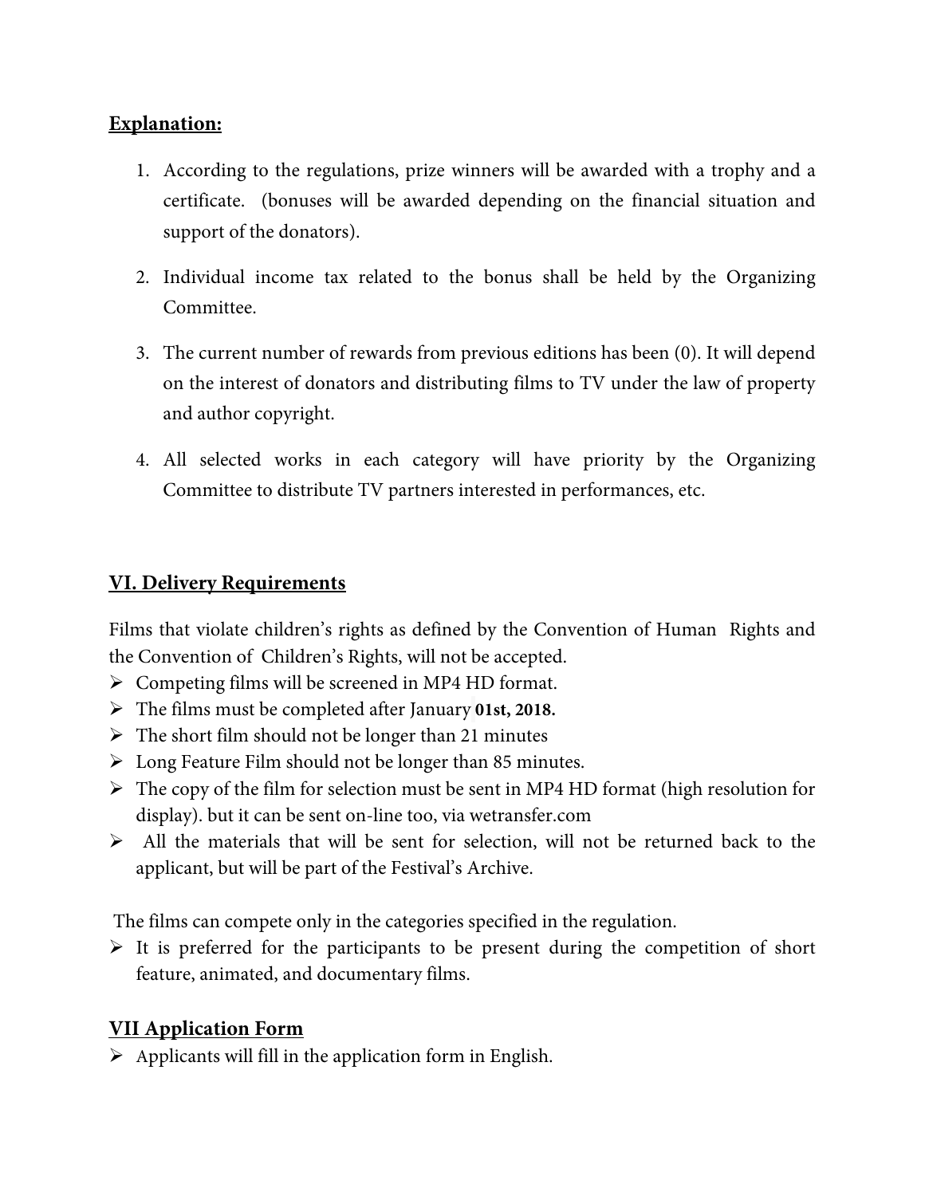**Explanation:**

1. According to the regulations, prize winners will be awarded with a trophy and a certificate. (bonuses will be awarded depending on the financial situation and support of the donators).

2. Individual income tax related to the bonus shall be held by the Organizing Committee.

3. The current number of rewards from previous editions has been (0). It will depend on the interest of donators and distributing films to TV under the law of property and author copyright.

4. All selected works in each category will have priority by the Organizing Committee to distribute TV partners interested in performances, etc.

## VI. Delivery Requirements

Films that violate children's rights as defined by the Convention of Human Rights and the Convention of Children's Rights, will not be accepted.

- Competing films will be screened in MP4 HD format.
- The films must be completed after January **01st, 2018.**
- The short film should not be longer than 21 minutes
- Long Feature Film should not be longer than 85 minutes.
- The copy of the film for selection must be sent in MP4 HD format (high resolution for display). but it can be sent on-line too, via wetransfer.com
- All the materials that will be sent for selection, will not be returned back to the applicant, but will be part of the Festival's Archive.

The films can compete only in the categories specified in the regulation.

- It is preferred for the participants to be present during the competition of short feature, animated, and documentary films.

## VII Application Form

- Applicants will fill in the application form in English.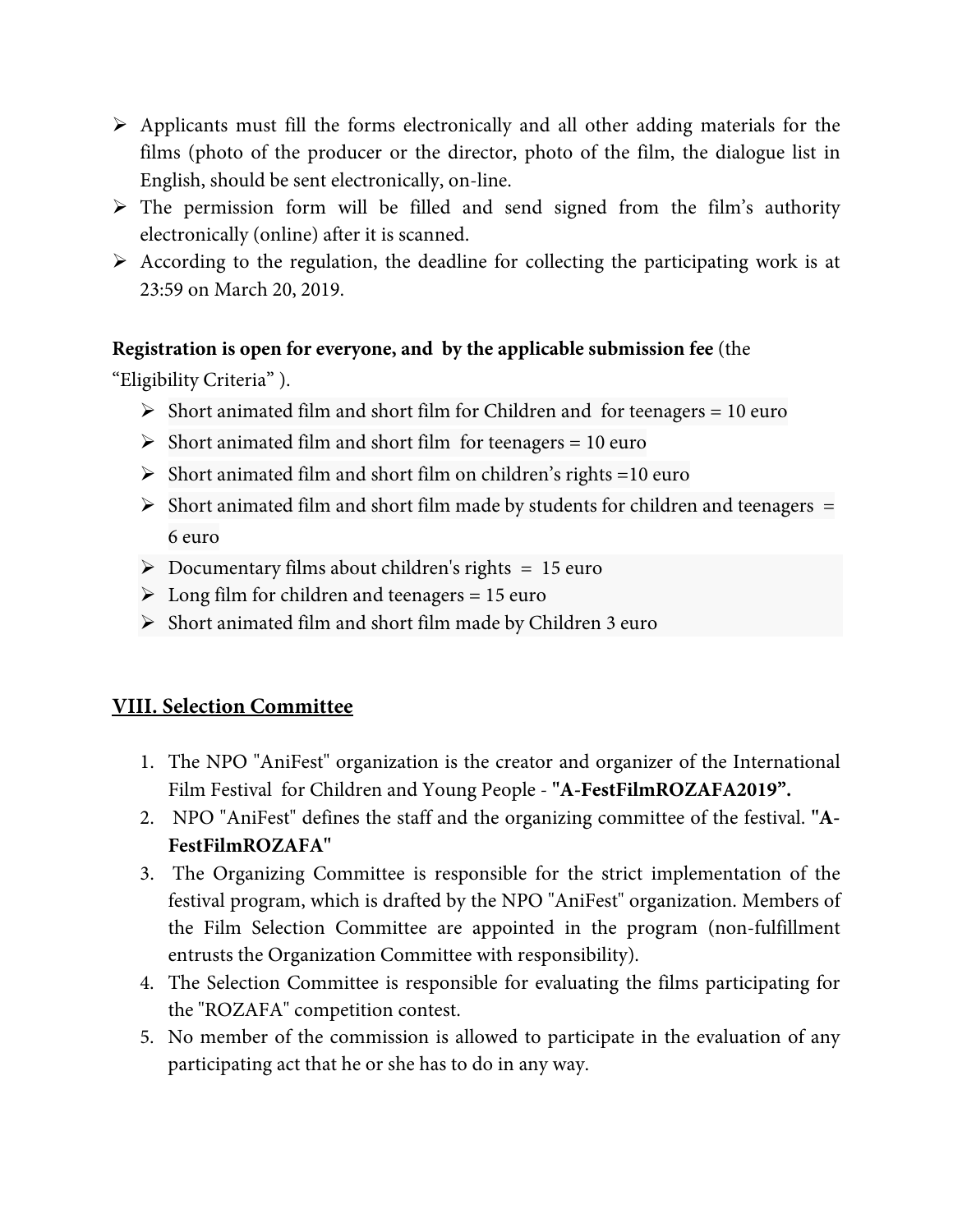- Applicants must fill the forms electronically and all other adding materials for the films (photo of the producer or the director, photo of the film, the dialogue list in English, should be sent electronically, on-line.
- The permission form will be filled and send signed from the film's authority electronically (online) after it is scanned.
- According to the regulation, the deadline for collecting the participating work is at 23:59 on March 20, 2019.

**Registration is open for everyone, and by the applicable submission fee** (the "Eligibility Criteria" ).

- Short animated film and short film for Children and for teenagers = 10 euro
- Short animated film and short film for teenagers = 10 euro
- Short animated film and short film on children's rights =10 euro
- Short animated film and short film made by students for children and teenagers = 6 euro
- Documentary films about children's rights = 15 euro
- Long film for children and teenagers = 15 euro
- Short animated film and short film made by Children 3 euro

## VIII. Selection Committee

1. The NPO "AniFest" organization is the creator and organizer of the International Film Festival for Children and Young People - **"A-FestFilmROZAFA2019".**
2. NPO "AniFest" defines the staff and the organizing committee of the festival. **"A-FestFilmROZAFA"**
3. The Organizing Committee is responsible for the strict implementation of the festival program, which is drafted by the NPO "AniFest" organization. Members of the Film Selection Committee are appointed in the program (non-fulfillment entrusts the Organization Committee with responsibility).
4. The Selection Committee is responsible for evaluating the films participating for the "ROZAFA" competition contest.
5. No member of the commission is allowed to participate in the evaluation of any participating act that he or she has to do in any way.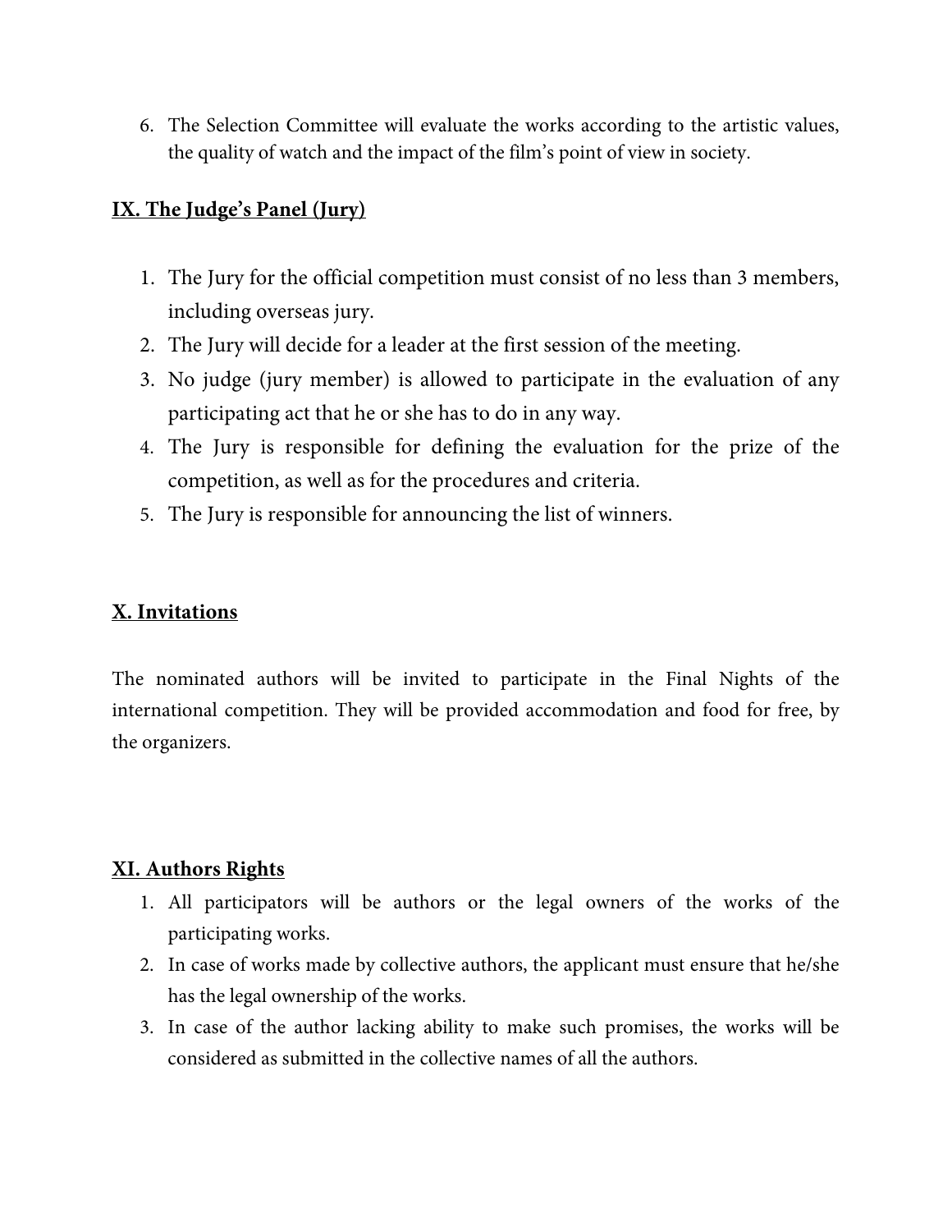6. The Selection Committee will evaluate the works according to the artistic values, the quality of watch and the impact of the film's point of view in society.

## IX. The Judge's Panel (Jury)

1. The Jury for the official competition must consist of no less than 3 members, including overseas jury.
2. The Jury will decide for a leader at the first session of the meeting.
3. No judge (jury member) is allowed to participate in the evaluation of any participating act that he or she has to do in any way.
4. The Jury is responsible for defining the evaluation for the prize of the competition, as well as for the procedures and criteria.
5. The Jury is responsible for announcing the list of winners.

## X. Invitations

The nominated authors will be invited to participate in the Final Nights of the international competition. They will be provided accommodation and food for free, by the organizers.

## XI. Authors Rights

1. All participators will be authors or the legal owners of the works of the participating works.
2. In case of works made by collective authors, the applicant must ensure that he/she has the legal ownership of the works.
3. In case of the author lacking ability to make such promises, the works will be considered as submitted in the collective names of all the authors.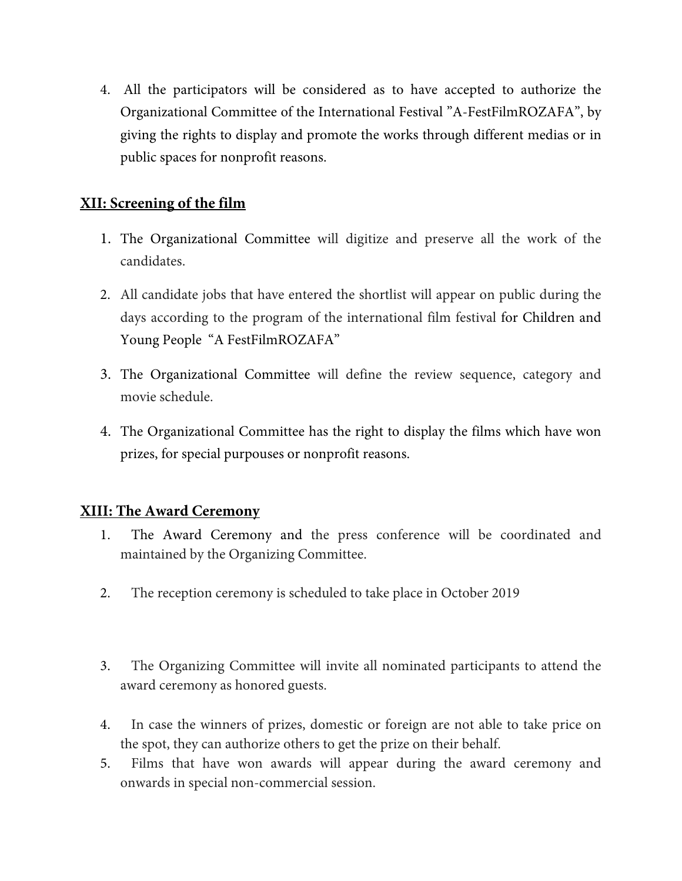4. All the participators will be considered as to have accepted to authorize the Organizational Committee of the International Festival ”A-FestFilmROZAFA”, by giving the rights to display and promote the works through different medias or in public spaces for nonprofit reasons.

## XII: Screening of the film

1. The Organizational Committee will digitize and preserve all the work of the candidates.
2. All candidate jobs that have entered the shortlist will appear on public during the days according to the program of the international film festival for Children and Young People “A FestFilmROZAFA”
3. The Organizational Committee will define the review sequence, category and movie schedule.
4. The Organizational Committee has the right to display the films which have won prizes, for special purpouses or nonprofit reasons.

## XIII: The Award Ceremony

1. The Award Ceremony and the press conference will be coordinated and maintained by the Organizing Committee.
2. The reception ceremony is scheduled to take place in October 2019
3. The Organizing Committee will invite all nominated participants to attend the award ceremony as honored guests.
4. In case the winners of prizes, domestic or foreign are not able to take price on the spot, they can authorize others to get the prize on their behalf.
5. Films that have won awards will appear during the award ceremony and onwards in special non-commercial session.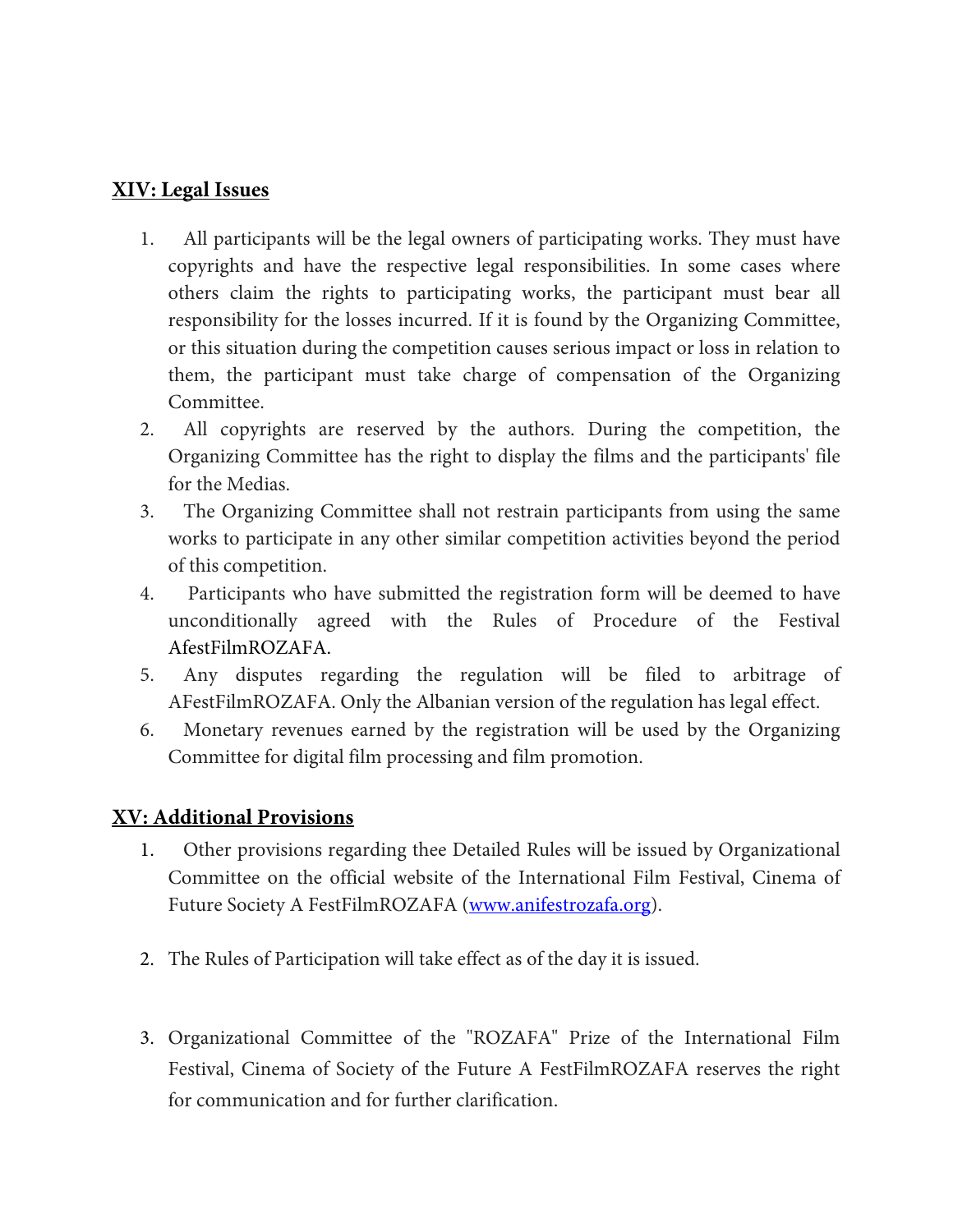## **XIV: Legal Issues**

1. All participants will be the legal owners of participating works. They must have copyrights and have the respective legal responsibilities. In some cases where others claim the rights to participating works, the participant must bear all responsibility for the losses incurred. If it is found by the Organizing Committee, or this situation during the competition causes serious impact or loss in relation to them, the participant must take charge of compensation of the Organizing Committee.
2. All copyrights are reserved by the authors. During the competition, the Organizing Committee has the right to display the films and the participants' file for the Medias.
3. The Organizing Committee shall not restrain participants from using the same works to participate in any other similar competition activities beyond the period of this competition.
4. Participants who have submitted the registration form will be deemed to have unconditionally agreed with the Rules of Procedure of the Festival AfestFilmROZAFA.
5. Any disputes regarding the regulation will be filed to arbitrage of AFestFilmROZAFA. Only the Albanian version of the regulation has legal effect.
6. Monetary revenues earned by the registration will be used by the Organizing Committee for digital film processing and film promotion.

## **XV: Additional Provisions**

1. Other provisions regarding thee Detailed Rules will be issued by Organizational Committee on the official website of the International Film Festival, Cinema of Future Society A FestFilmROZAFA ([www.anifestrozafa.org](http://www.anifestrozafa.org)).

2. The Rules of Participation will take effect as of the day it is issued.

3. Organizational Committee of the "ROZAFA" Prize of the International Film Festival, Cinema of Society of the Future A FestFilmROZAFA reserves the right for communication and for further clarification.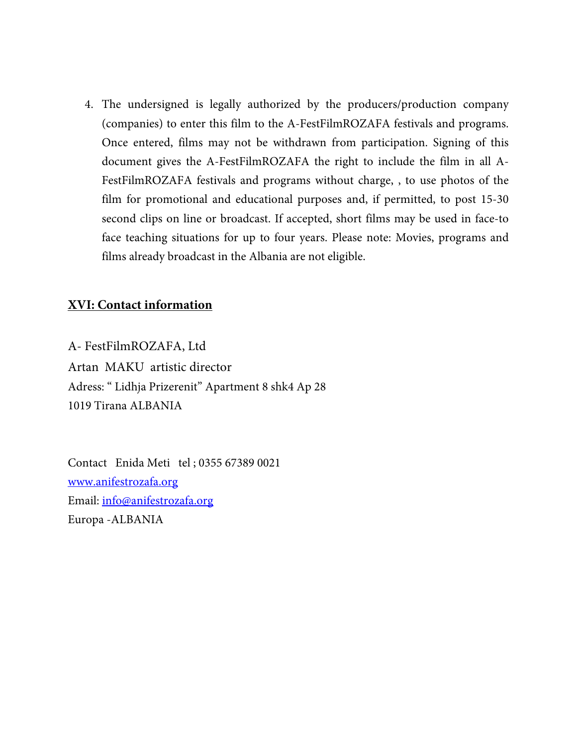4. The undersigned is legally authorized by the producers/production company (companies) to enter this film to the A-FestFilmROZAFA festivals and programs. Once entered, films may not be withdrawn from participation. Signing of this document gives the A-FestFilmROZAFA the right to include the film in all A-FestFilmROZAFA festivals and programs without charge, , to use photos of the film for promotional and educational purposes and, if permitted, to post 15-30 second clips on line or broadcast. If accepted, short films may be used in face-to face teaching situations for up to four years. Please note: Movies, programs and films already broadcast in the Albania are not eligible.

**XVI: Contact information**

A- FestFilmROZAFA, Ltd
Artan MAKU artistic director
Adress: " Lidhja Prizerenit" Apartment 8 shk4 Ap 28
1019 Tirana ALBANIA

Contact Enida Meti tel ; 0355 67389 0021
www.anifestrozafa.org
Email: info@anifestrozafa.org
Europa -ALBANIA